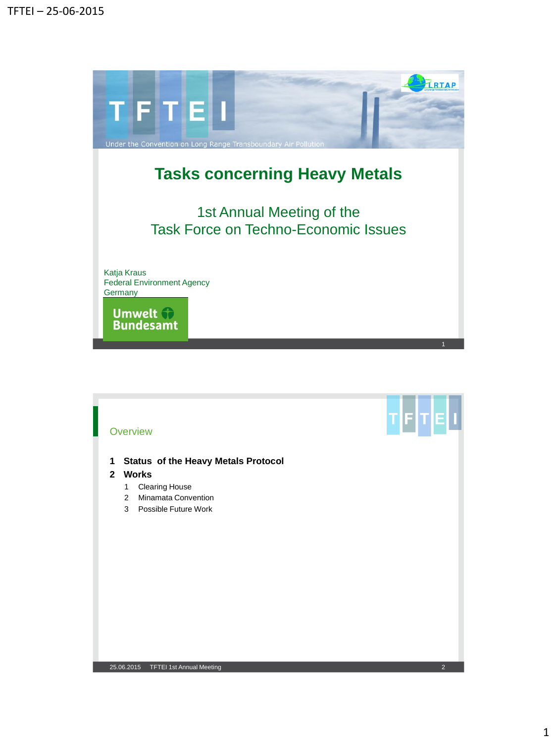# Tasks concerning Heavy Metals

Under the Convention on Long Range Transboundary Air Pollution

1st Annual Meeting of the
Task Force on Techno-Economic Issues

Katja Kraus
Federal Environment Agency
Germany

Umwelt Bundesamt

## Overview

1. **Status of the Heavy Metals Protocol**
2. **Works**
   1. Clearing House
   2. Minamata Convention
   3. Possible Future Work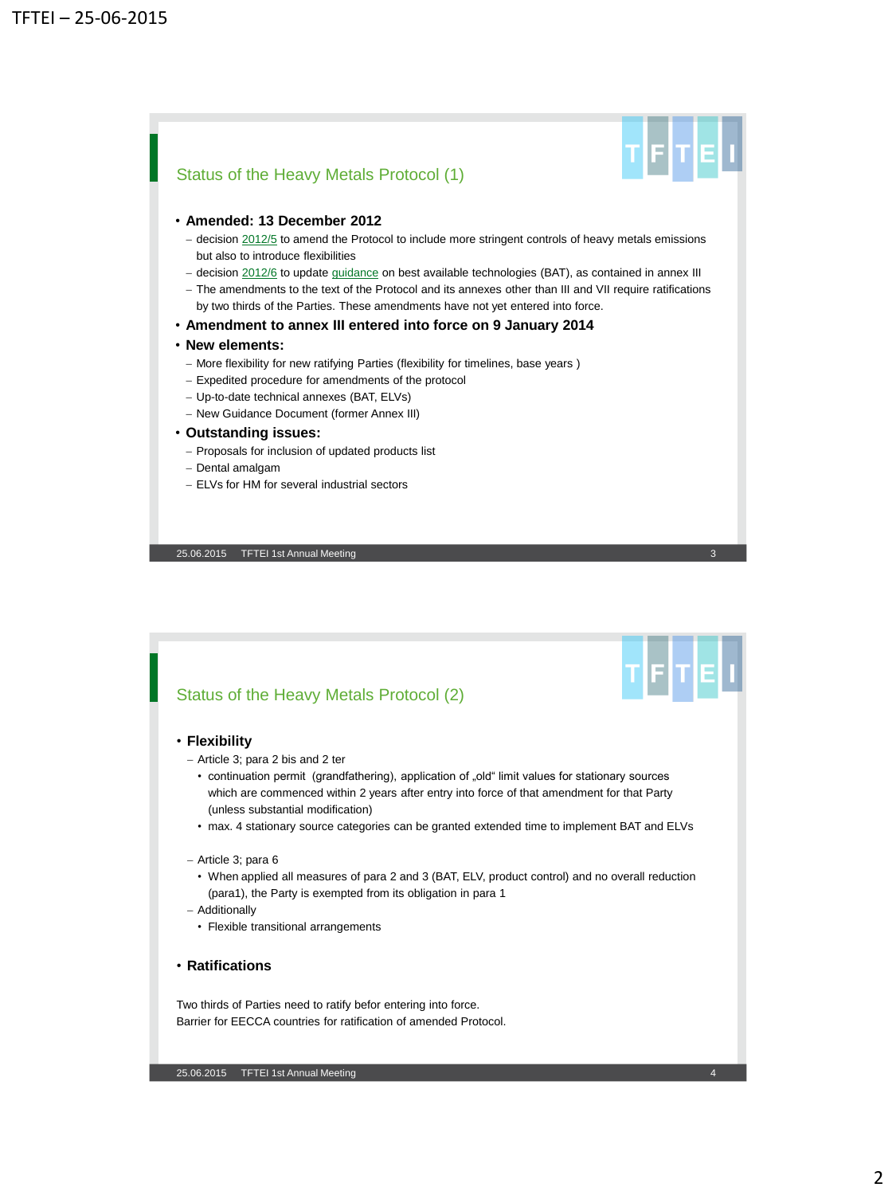## Status of the Heavy Metals Protocol (1)

- **Amended: 13 December 2012**
  - decision 2012/5 to amend the Protocol to include more stringent controls of heavy metals emissions but also to introduce flexibilities
  - decision 2012/6 to update guidance on best available technologies (BAT), as contained in annex III
  - The amendments to the text of the Protocol and its annexes other than III and VII require ratifications by two thirds of the Parties. These amendments have not yet entered into force.
- **Amendment to annex III entered into force on 9 January 2014**
- **New elements:**
  - More flexibility for new ratifying Parties (flexibility for timelines, base years )
  - Expedited procedure for amendments of the protocol
  - Up-to-date technical annexes (BAT, ELVs)
  - New Guidance Document (former Annex III)
- **Outstanding issues:**
  - Proposals for inclusion of updated products list
  - Dental amalgam
  - ELVs for HM for several industrial sectors

## Status of the Heavy Metals Protocol (2)

- **Flexibility**
  - Article 3; para 2 bis and 2 ter
    - continuation permit (grandfathering), application of „old“ limit values for stationary sources which are commenced within 2 years after entry into force of that amendment for that Party (unless substantial modification)
    - max. 4 stationary source categories can be granted extended time to implement BAT and ELVs
  - Article 3; para 6
    - When applied all measures of para 2 and 3 (BAT, ELV, product control) and no overall reduction (para1), the Party is exempted from its obligation in para 1
  - Additionally
    - Flexible transitional arrangements
- **Ratifications**

Two thirds of Parties need to ratify befor entering into force.
Barrier for EECCA countries for ratification of amended Protocol.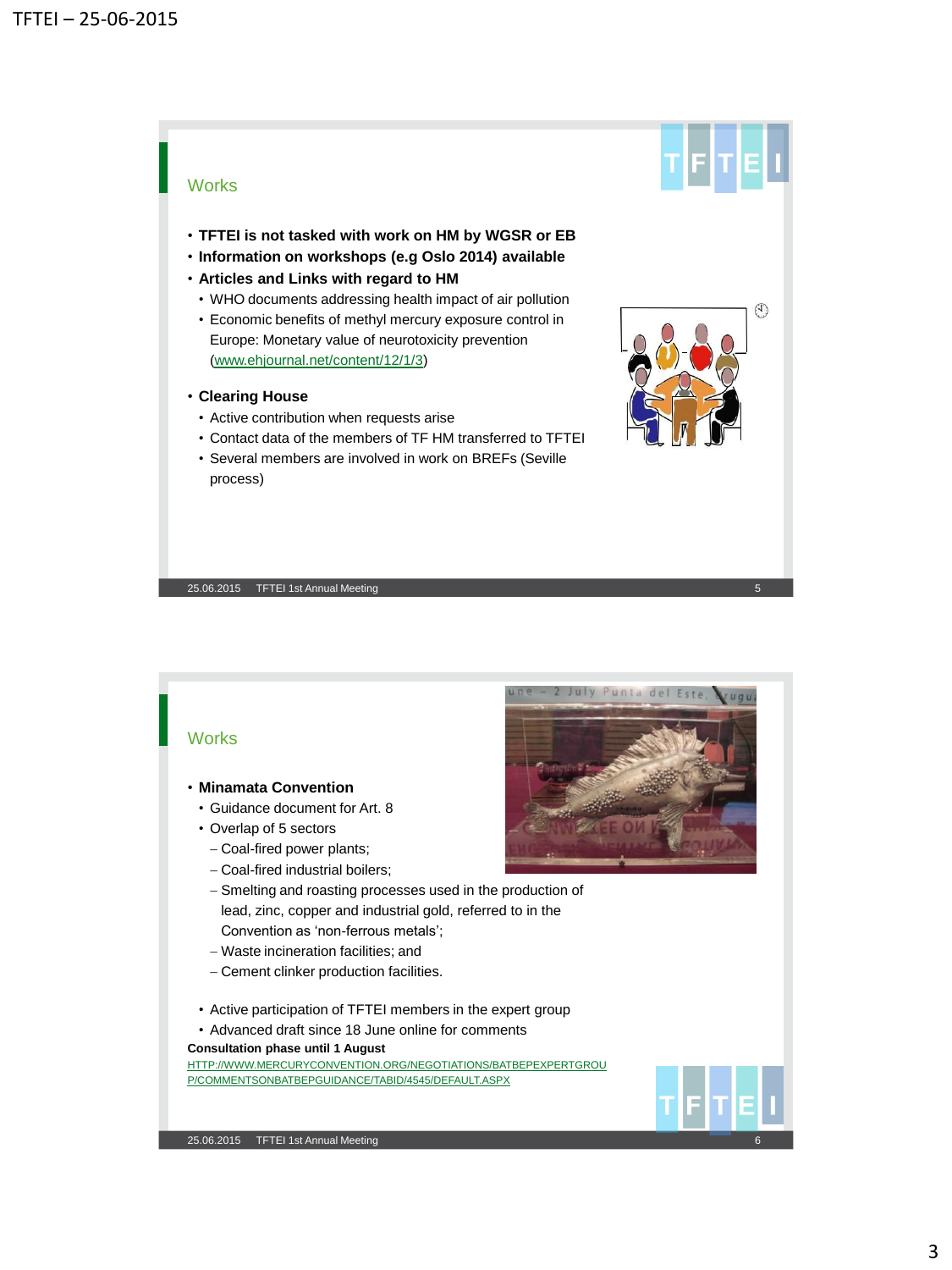## Works

- **TFTEI is not tasked with work on HM by WGSR or EB**
- **Information on workshops (e.g Oslo 2014) available**
- **Articles and Links with regard to HM**
  - WHO documents addressing health impact of air pollution
  - Economic benefits of methyl mercury exposure control in Europe: Monetary value of neurotoxicity prevention (www.ehjournal.net/content/12/1/3)
- **Clearing House**
  - Active contribution when requests arise
  - Contact data of the members of TF HM transferred to TFTEI
  - Several members are involved in work on BREFs (Seville process)

25.06.2015 TFTEI 1st Annual Meeting

## Works

- **Minamata Convention**
  - Guidance document for Art. 8
  - Overlap of 5 sectors
    - Coal-fired power plants;
    - Coal-fired industrial boilers;
    - Smelting and roasting processes used in the production of lead, zinc, copper and industrial gold, referred to in the Convention as 'non-ferrous metals';
    - Waste incineration facilities; and
    - Cement clinker production facilities.
  - Active participation of TFTEI members in the expert group
  - Advanced draft since 18 June online for comments

**Consultation phase until 1 August**

HTTP://WWW.MERCURYCONVENTION.ORG/NEGOTIATIONS/BATBEPEXPERTGROUP/COMMENTSONBATBEPGUIDANCE/TABID/4545/DEFAULT.ASPX

25.06.2015 TFTEI 1st Annual Meeting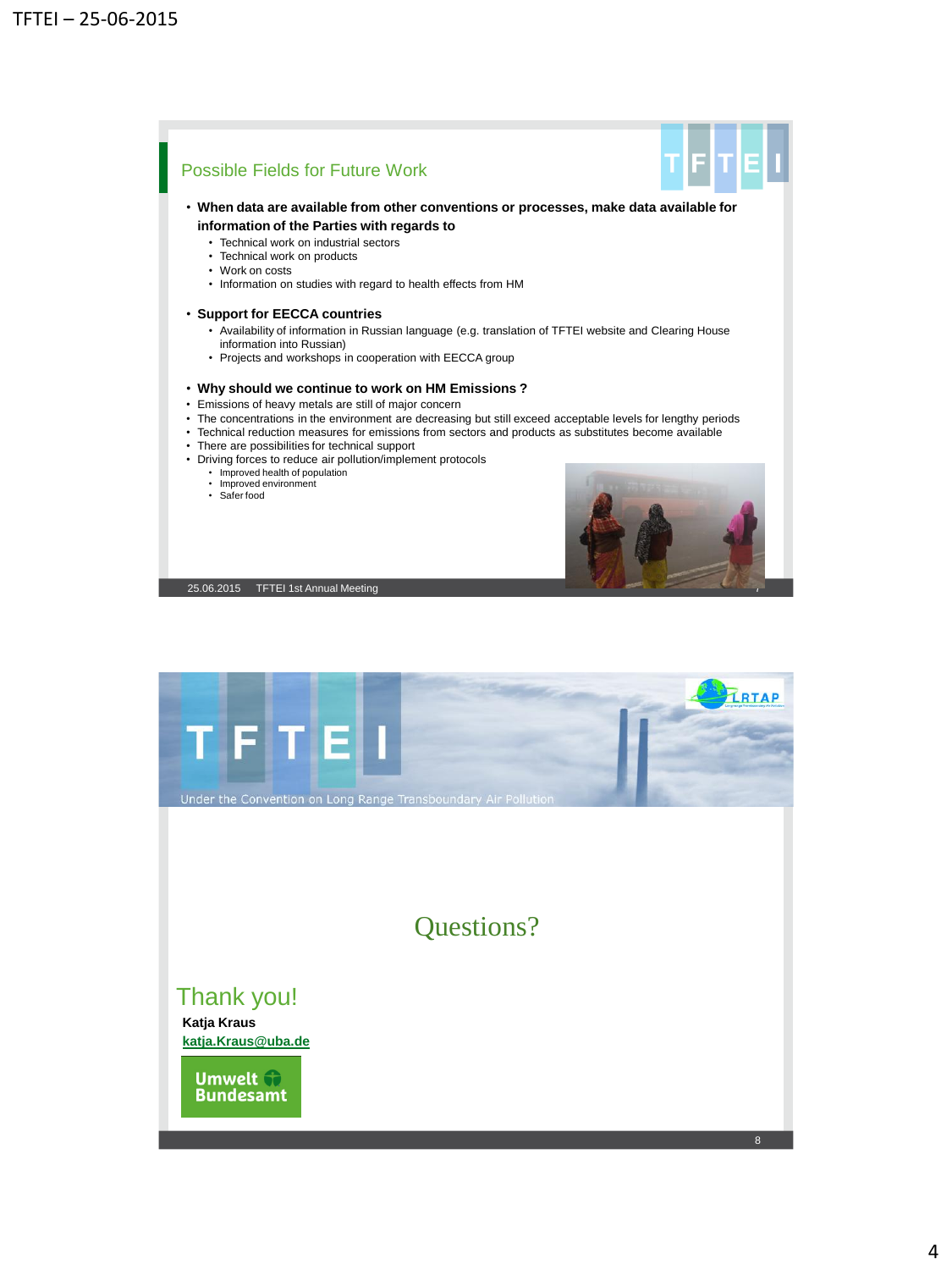## Possible Fields for Future Work

- **When data are available from other conventions or processes, make data available for information of the Parties with regards to**
  - Technical work on industrial sectors
  - Technical work on products
  - Work on costs
  - Information on studies with regard to health effects from HM

- **Support for EECCA countries**
  - Availability of information in Russian language (e.g. translation of TFTEI website and Clearing House information into Russian)
  - Projects and workshops in cooperation with EECCA group

- **Why should we continue to work on HM Emissions ?**
- Emissions of heavy metals are still of major concern
- The concentrations in the environment are decreasing but still exceed acceptable levels for lengthy periods
- Technical reduction measures for emissions from sectors and products as substitutes become available
- There are possibilities for technical support
- Driving forces to reduce air pollution/implement protocols
  - Improved health of population
  - Improved environment
  - Safer food

25.06.2015 TFTEI 1st Annual Meeting

TFTEI

Under the Convention on Long Range Transboundary Air Pollution

Questions?

Thank you!

**Katja Kraus**

**katja.Kraus@uba.de**

Umwelt Bundesamt